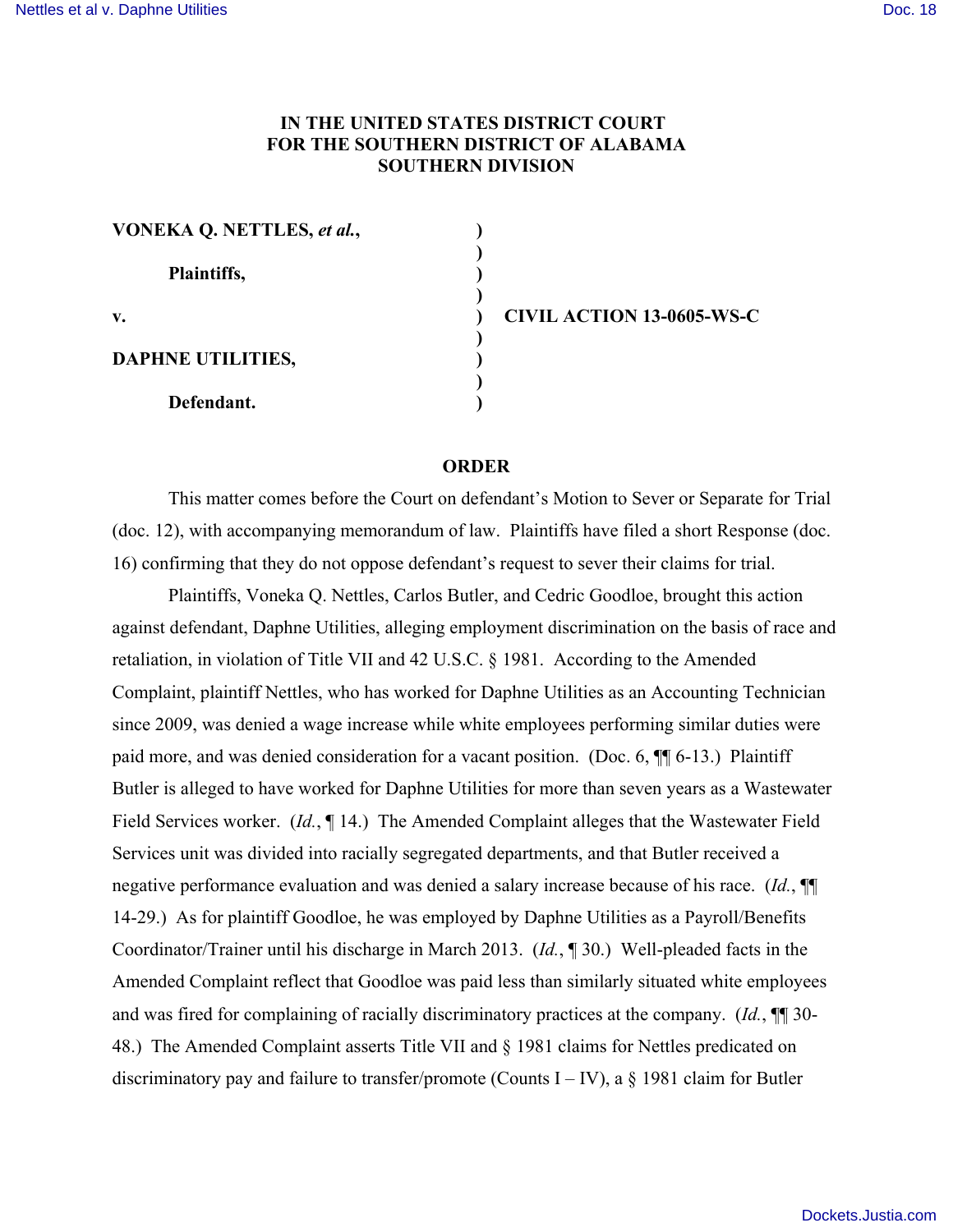**IN THE UNITED STATES DISTRICT COURT**
**FOR THE SOUTHERN DISTRICT OF ALABAMA**
**SOUTHERN DIVISION**

| | | |
|---|---|---|
| **VONEKA Q. NETTLES, *et al.*,** | **)** | |
| | **)** | |
| **Plaintiffs,** | **)** | |
| | **)** | |
| **v.** | **)** | **CIVIL ACTION 13-0605-WS-C** |
| | **)** | |
| **DAPHNE UTILITIES,** | **)** | |
| | **)** | |
| **Defendant.** | **)** | |

**ORDER**

This matter comes before the Court on defendant's Motion to Sever or Separate for Trial (doc. 12), with accompanying memorandum of law. Plaintiffs have filed a short Response (doc. 16) confirming that they do not oppose defendant's request to sever their claims for trial.

Plaintiffs, Voneka Q. Nettles, Carlos Butler, and Cedric Goodloe, brought this action against defendant, Daphne Utilities, alleging employment discrimination on the basis of race and retaliation, in violation of Title VII and 42 U.S.C. § 1981. According to the Amended Complaint, plaintiff Nettles, who has worked for Daphne Utilities as an Accounting Technician since 2009, was denied a wage increase while white employees performing similar duties were paid more, and was denied consideration for a vacant position. (Doc. 6, ¶¶ 6-13.) Plaintiff Butler is alleged to have worked for Daphne Utilities for more than seven years as a Wastewater Field Services worker. (*Id.*, ¶ 14.) The Amended Complaint alleges that the Wastewater Field Services unit was divided into racially segregated departments, and that Butler received a negative performance evaluation and was denied a salary increase because of his race. (*Id.*, ¶¶ 14-29.) As for plaintiff Goodloe, he was employed by Daphne Utilities as a Payroll/Benefits Coordinator/Trainer until his discharge in March 2013. (*Id.*, ¶ 30.) Well-pleaded facts in the Amended Complaint reflect that Goodloe was paid less than similarly situated white employees and was fired for complaining of racially discriminatory practices at the company. (*Id.*, ¶¶ 30-48.) The Amended Complaint asserts Title VII and § 1981 claims for Nettles predicated on discriminatory pay and failure to transfer/promote (Counts I – IV), a § 1981 claim for Butler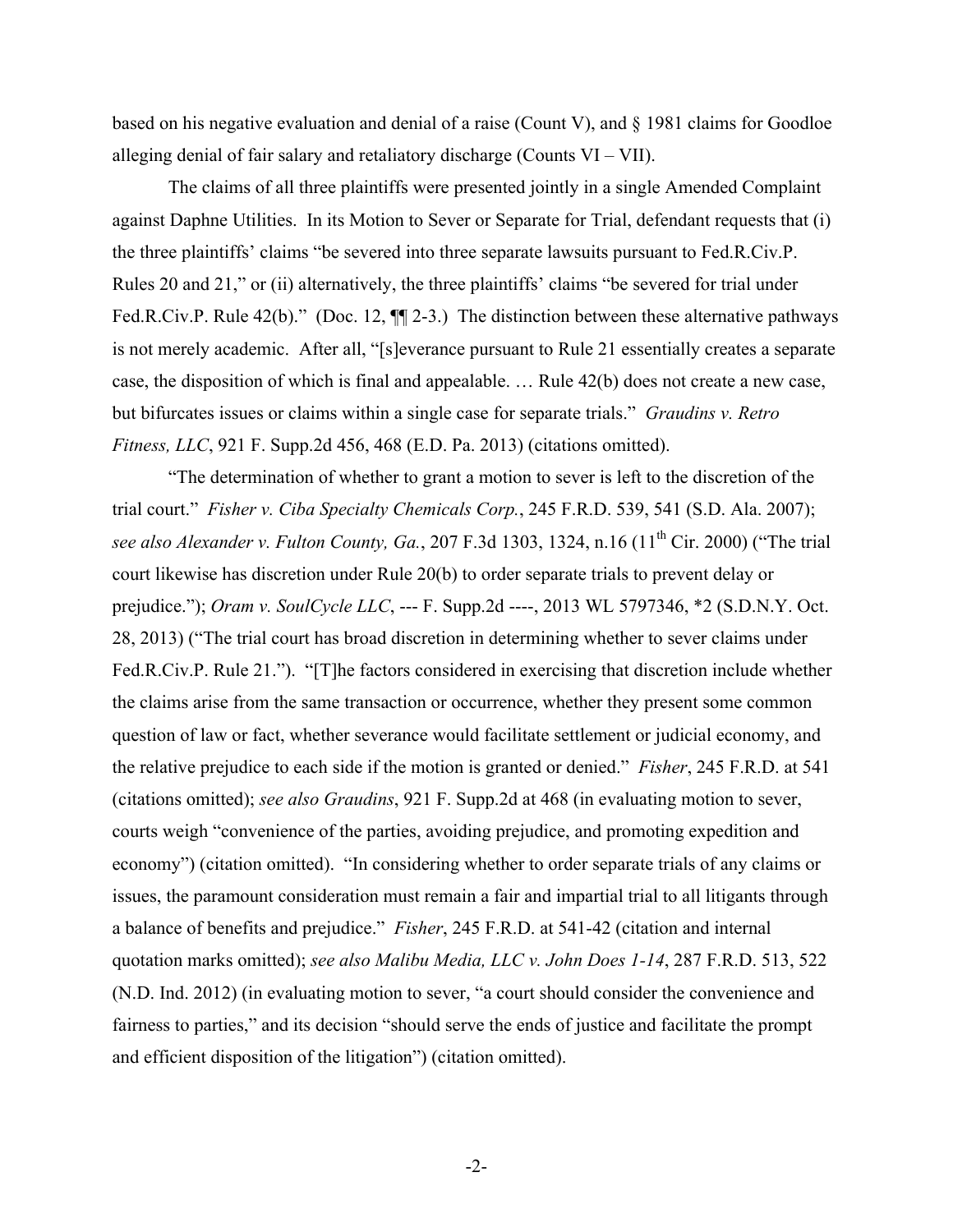based on his negative evaluation and denial of a raise (Count V), and § 1981 claims for Goodloe alleging denial of fair salary and retaliatory discharge (Counts VI – VII).

The claims of all three plaintiffs were presented jointly in a single Amended Complaint against Daphne Utilities. In its Motion to Sever or Separate for Trial, defendant requests that (i) the three plaintiffs' claims "be severed into three separate lawsuits pursuant to Fed.R.Civ.P. Rules 20 and 21," or (ii) alternatively, the three plaintiffs' claims "be severed for trial under Fed.R.Civ.P. Rule 42(b)." (Doc. 12, ¶¶ 2-3.) The distinction between these alternative pathways is not merely academic. After all, "[s]everance pursuant to Rule 21 essentially creates a separate case, the disposition of which is final and appealable. … Rule 42(b) does not create a new case, but bifurcates issues or claims within a single case for separate trials." *Graudins v. Retro Fitness, LLC*, 921 F. Supp.2d 456, 468 (E.D. Pa. 2013) (citations omitted).

"The determination of whether to grant a motion to sever is left to the discretion of the trial court." *Fisher v. Ciba Specialty Chemicals Corp.*, 245 F.R.D. 539, 541 (S.D. Ala. 2007); *see also Alexander v. Fulton County, Ga.*, 207 F.3d 1303, 1324, n.16 (11th Cir. 2000) ("The trial court likewise has discretion under Rule 20(b) to order separate trials to prevent delay or prejudice."); *Oram v. SoulCycle LLC*, --- F. Supp.2d ----, 2013 WL 5797346, *2 (S.D.N.Y. Oct. 28, 2013) ("The trial court has broad discretion in determining whether to sever claims under Fed.R.Civ.P. Rule 21."). "[T]he factors considered in exercising that discretion include whether the claims arise from the same transaction or occurrence, whether they present some common question of law or fact, whether severance would facilitate settlement or judicial economy, and the relative prejudice to each side if the motion is granted or denied." *Fisher*, 245 F.R.D. at 541 (citations omitted); *see also Graudins*, 921 F. Supp.2d at 468 (in evaluating motion to sever, courts weigh "convenience of the parties, avoiding prejudice, and promoting expedition and economy") (citation omitted). "In considering whether to order separate trials of any claims or issues, the paramount consideration must remain a fair and impartial trial to all litigants through a balance of benefits and prejudice." *Fisher*, 245 F.R.D. at 541-42 (citation and internal quotation marks omitted); *see also Malibu Media, LLC v. John Does 1-14*, 287 F.R.D. 513, 522 (N.D. Ind. 2012) (in evaluating motion to sever, "a court should consider the convenience and fairness to parties," and its decision "should serve the ends of justice and facilitate the prompt and efficient disposition of the litigation") (citation omitted).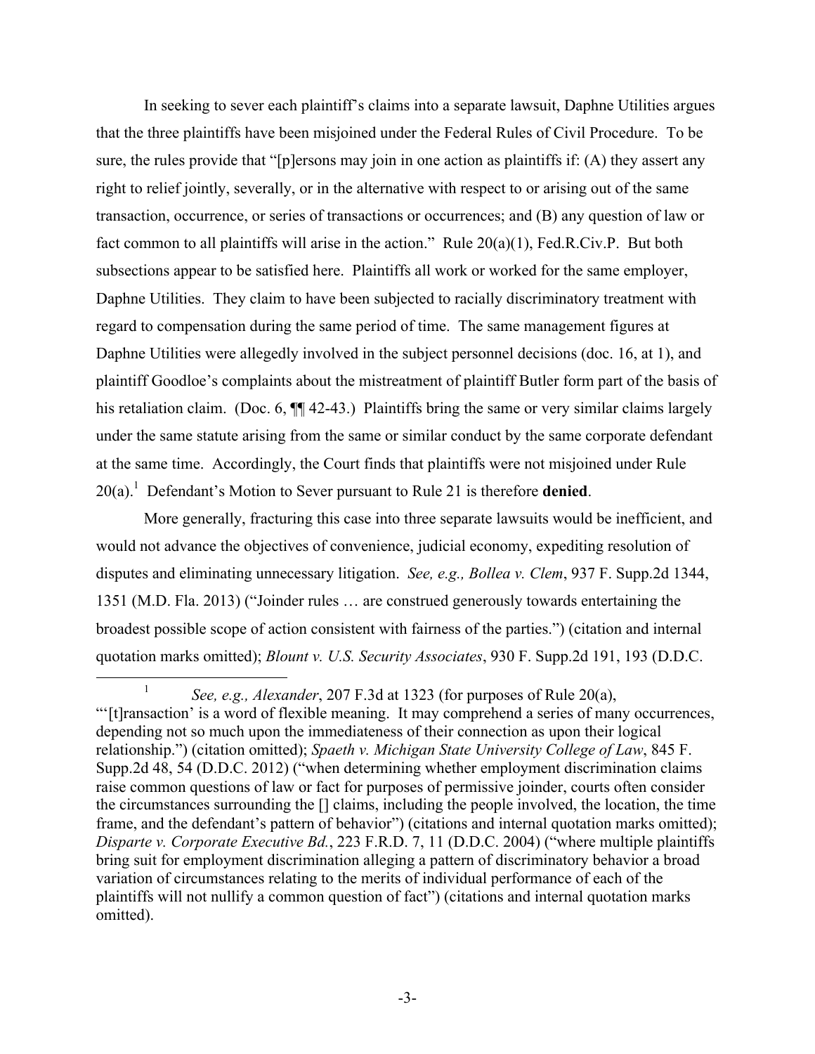In seeking to sever each plaintiff's claims into a separate lawsuit, Daphne Utilities argues that the three plaintiffs have been misjoined under the Federal Rules of Civil Procedure. To be sure, the rules provide that "[p]ersons may join in one action as plaintiffs if: (A) they assert any right to relief jointly, severally, or in the alternative with respect to or arising out of the same transaction, occurrence, or series of transactions or occurrences; and (B) any question of law or fact common to all plaintiffs will arise in the action." Rule 20(a)(1), Fed.R.Civ.P. But both subsections appear to be satisfied here. Plaintiffs all work or worked for the same employer, Daphne Utilities. They claim to have been subjected to racially discriminatory treatment with regard to compensation during the same period of time. The same management figures at Daphne Utilities were allegedly involved in the subject personnel decisions (doc. 16, at 1), and plaintiff Goodloe's complaints about the mistreatment of plaintiff Butler form part of the basis of his retaliation claim. (Doc. 6, ¶¶ 42-43.) Plaintiffs bring the same or very similar claims largely under the same statute arising from the same or similar conduct by the same corporate defendant at the same time. Accordingly, the Court finds that plaintiffs were not misjoined under Rule 20(a).[1] Defendant's Motion to Sever pursuant to Rule 21 is therefore **denied**.

More generally, fracturing this case into three separate lawsuits would be inefficient, and would not advance the objectives of convenience, judicial economy, expediting resolution of disputes and eliminating unnecessary litigation. *See, e.g., Bollea v. Clem*, 937 F. Supp.2d 1344, 1351 (M.D. Fla. 2013) ("Joinder rules … are construed generously towards entertaining the broadest possible scope of action consistent with fairness of the parties.") (citation and internal quotation marks omitted); *Blount v. U.S. Security Associates*, 930 F. Supp.2d 191, 193 (D.D.C.

---

[1] *See, e.g., Alexander*, 207 F.3d at 1323 (for purposes of Rule 20(a), "'[t]ransaction' is a word of flexible meaning. It may comprehend a series of many occurrences, depending not so much upon the immediateness of their connection as upon their logical relationship.") (citation omitted); *Spaeth v. Michigan State University College of Law*, 845 F. Supp.2d 48, 54 (D.D.C. 2012) ("when determining whether employment discrimination claims raise common questions of law or fact for purposes of permissive joinder, courts often consider the circumstances surrounding the [] claims, including the people involved, the location, the time frame, and the defendant's pattern of behavior") (citations and internal quotation marks omitted); *Disparte v. Corporate Executive Bd.*, 223 F.R.D. 7, 11 (D.D.C. 2004) ("where multiple plaintiffs bring suit for employment discrimination alleging a pattern of discriminatory behavior a broad variation of circumstances relating to the merits of individual performance of each of the plaintiffs will not nullify a common question of fact") (citations and internal quotation marks omitted).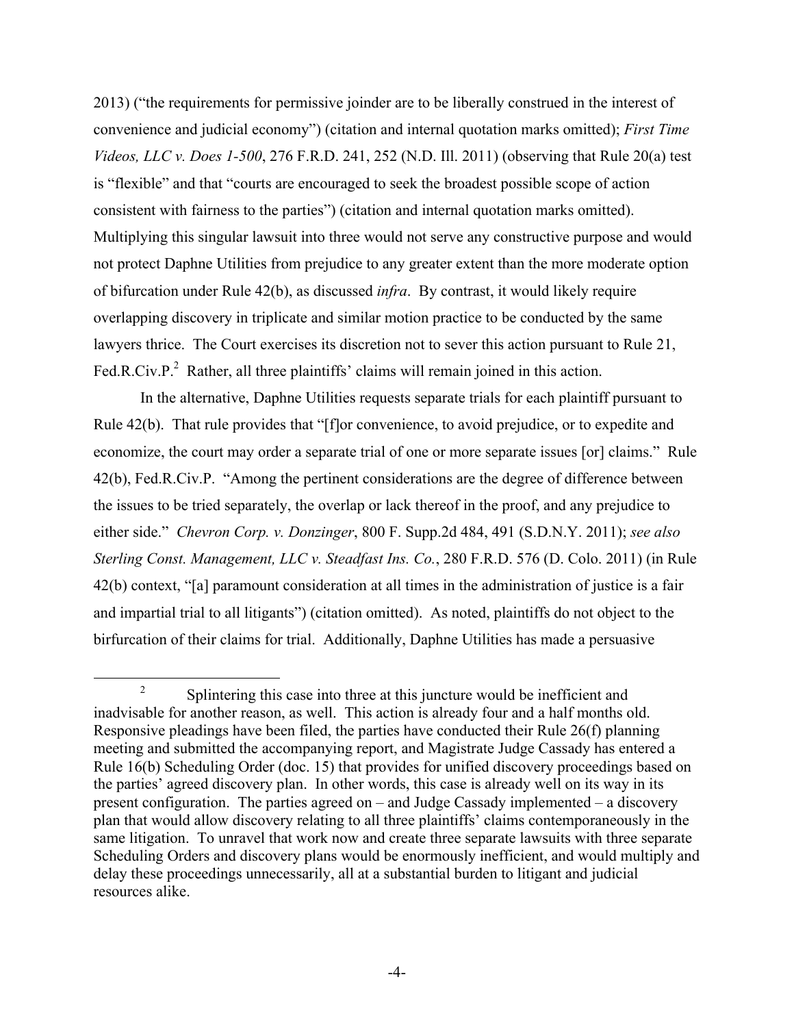2013) ("the requirements for permissive joinder are to be liberally construed in the interest of convenience and judicial economy") (citation and internal quotation marks omitted); *First Time Videos, LLC v. Does 1-500*, 276 F.R.D. 241, 252 (N.D. Ill. 2011) (observing that Rule 20(a) test is "flexible" and that "courts are encouraged to seek the broadest possible scope of action consistent with fairness to the parties") (citation and internal quotation marks omitted). Multiplying this singular lawsuit into three would not serve any constructive purpose and would not protect Daphne Utilities from prejudice to any greater extent than the more moderate option of bifurcation under Rule 42(b), as discussed *infra*. By contrast, it would likely require overlapping discovery in triplicate and similar motion practice to be conducted by the same lawyers thrice. The Court exercises its discretion not to sever this action pursuant to Rule 21, Fed.R.Civ.P.[2] Rather, all three plaintiffs' claims will remain joined in this action.

In the alternative, Daphne Utilities requests separate trials for each plaintiff pursuant to Rule 42(b). That rule provides that "[f]or convenience, to avoid prejudice, or to expedite and economize, the court may order a separate trial of one or more separate issues [or] claims." Rule 42(b), Fed.R.Civ.P. "Among the pertinent considerations are the degree of difference between the issues to be tried separately, the overlap or lack thereof in the proof, and any prejudice to either side." *Chevron Corp. v. Donzinger*, 800 F. Supp.2d 484, 491 (S.D.N.Y. 2011); *see also Sterling Const. Management, LLC v. Steadfast Ins. Co.*, 280 F.R.D. 576 (D. Colo. 2011) (in Rule 42(b) context, "[a] paramount consideration at all times in the administration of justice is a fair and impartial trial to all litigants") (citation omitted). As noted, plaintiffs do not object to the birfurcation of their claims for trial. Additionally, Daphne Utilities has made a persuasive

[2] Splintering this case into three at this juncture would be inefficient and inadvisable for another reason, as well. This action is already four and a half months old. Responsive pleadings have been filed, the parties have conducted their Rule 26(f) planning meeting and submitted the accompanying report, and Magistrate Judge Cassady has entered a Rule 16(b) Scheduling Order (doc. 15) that provides for unified discovery proceedings based on the parties' agreed discovery plan. In other words, this case is already well on its way in its present configuration. The parties agreed on – and Judge Cassady implemented – a discovery plan that would allow discovery relating to all three plaintiffs' claims contemporaneously in the same litigation. To unravel that work now and create three separate lawsuits with three separate Scheduling Orders and discovery plans would be enormously inefficient, and would multiply and delay these proceedings unnecessarily, all at a substantial burden to litigant and judicial resources alike.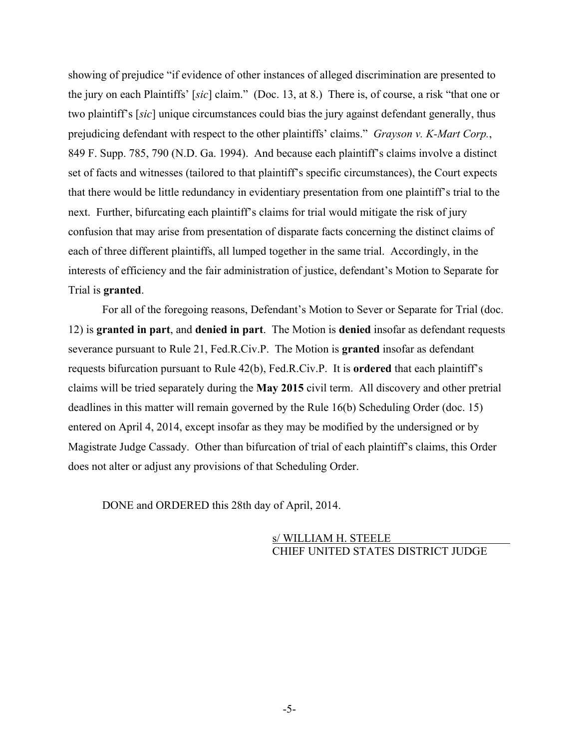showing of prejudice "if evidence of other instances of alleged discrimination are presented to the jury on each Plaintiffs' [*sic*] claim." (Doc. 13, at 8.) There is, of course, a risk "that one or two plaintiff's [*sic*] unique circumstances could bias the jury against defendant generally, thus prejudicing defendant with respect to the other plaintiffs' claims." *Grayson v. K-Mart Corp.*, 849 F. Supp. 785, 790 (N.D. Ga. 1994). And because each plaintiff's claims involve a distinct set of facts and witnesses (tailored to that plaintiff's specific circumstances), the Court expects that there would be little redundancy in evidentiary presentation from one plaintiff's trial to the next. Further, bifurcating each plaintiff's claims for trial would mitigate the risk of jury confusion that may arise from presentation of disparate facts concerning the distinct claims of each of three different plaintiffs, all lumped together in the same trial. Accordingly, in the interests of efficiency and the fair administration of justice, defendant's Motion to Separate for Trial is **granted**.

For all of the foregoing reasons, Defendant's Motion to Sever or Separate for Trial (doc. 12) is **granted in part**, and **denied in part**. The Motion is **denied** insofar as defendant requests severance pursuant to Rule 21, Fed.R.Civ.P. The Motion is **granted** insofar as defendant requests bifurcation pursuant to Rule 42(b), Fed.R.Civ.P. It is **ordered** that each plaintiff's claims will be tried separately during the **May 2015** civil term. All discovery and other pretrial deadlines in this matter will remain governed by the Rule 16(b) Scheduling Order (doc. 15) entered on April 4, 2014, except insofar as they may be modified by the undersigned or by Magistrate Judge Cassady. Other than bifurcation of trial of each plaintiff's claims, this Order does not alter or adjust any provisions of that Scheduling Order.

DONE and ORDERED this 28th day of April, 2014.

s/ WILLIAM H. STEELE
CHIEF UNITED STATES DISTRICT JUDGE